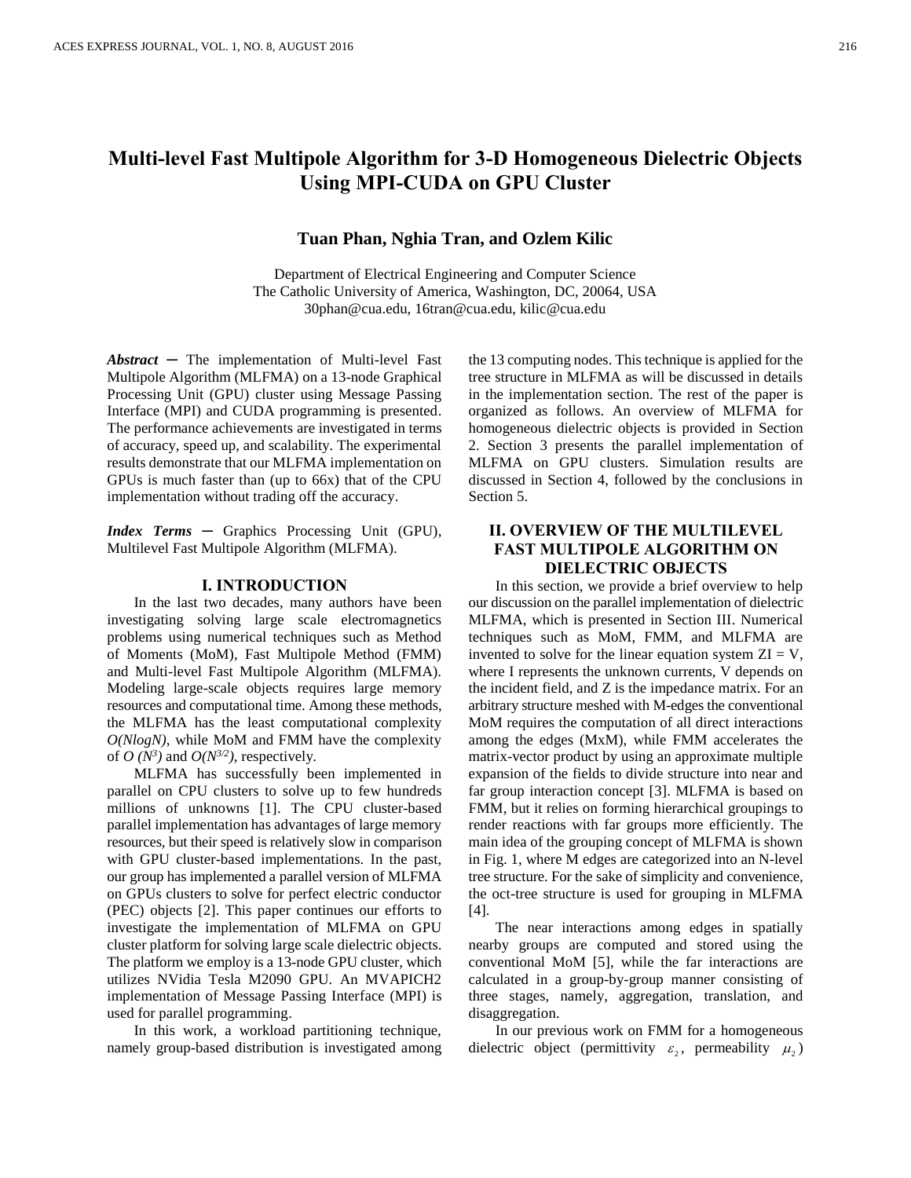# Multi-level Fast Multipole Algorithm for 3-D Homogeneous Dielectric Objects Using MPI-CUDA on GPU Cluster

**Tuan Phan, Nghia Tran, and Ozlem Kilic**

Department of Electrical Engineering and Computer Science
The Catholic University of America, Washington, DC, 20064, USA
30phan@cua.edu, 16tran@cua.edu, kilic@cua.edu

***Abstract*** **─** The implementation of Multi-level Fast Multipole Algorithm (MLFMA) on a 13-node Graphical Processing Unit (GPU) cluster using Message Passing Interface (MPI) and CUDA programming is presented. The performance achievements are investigated in terms of accuracy, speed up, and scalability. The experimental results demonstrate that our MLFMA implementation on GPUs is much faster than (up to 66x) that of the CPU implementation without trading off the accuracy.

***Index Terms*** **─** Graphics Processing Unit (GPU), Multilevel Fast Multipole Algorithm (MLFMA).

## I. INTRODUCTION

In the last two decades, many authors have been investigating solving large scale electromagnetics problems using numerical techniques such as Method of Moments (MoM), Fast Multipole Method (FMM) and Multi-level Fast Multipole Algorithm (MLFMA). Modeling large-scale objects requires large memory resources and computational time. Among these methods, the MLFMA has the least computational complexity *O(NlogN)*, while MoM and FMM have the complexity of $O(N^3)$ and $O(N^{3/2})$, respectively.

MLFMA has successfully been implemented in parallel on CPU clusters to solve up to few hundreds millions of unknowns [1]. The CPU cluster-based parallel implementation has advantages of large memory resources, but their speed is relatively slow in comparison with GPU cluster-based implementations. In the past, our group has implemented a parallel version of MLFMA on GPUs clusters to solve for perfect electric conductor (PEC) objects [2]. This paper continues our efforts to investigate the implementation of MLFMA on GPU cluster platform for solving large scale dielectric objects. The platform we employ is a 13-node GPU cluster, which utilizes NVidia Tesla M2090 GPU. An MVAPICH2 implementation of Message Passing Interface (MPI) is used for parallel programming.

In this work, a workload partitioning technique, namely group-based distribution is investigated among the 13 computing nodes. This technique is applied for the tree structure in MLFMA as will be discussed in details in the implementation section. The rest of the paper is organized as follows. An overview of MLFMA for homogeneous dielectric objects is provided in Section 2. Section 3 presents the parallel implementation of MLFMA on GPU clusters. Simulation results are discussed in Section 4, followed by the conclusions in Section 5.

## II. OVERVIEW OF THE MULTILEVEL FAST MULTIPOLE ALGORITHM ON DIELECTRIC OBJECTS

In this section, we provide a brief overview to help our discussion on the parallel implementation of dielectric MLFMA, which is presented in Section III. Numerical techniques such as MoM, FMM, and MLFMA are invented to solve for the linear equation system ZI = V, where I represents the unknown currents, V depends on the incident field, and Z is the impedance matrix. For an arbitrary structure meshed with M-edges the conventional MoM requires the computation of all direct interactions among the edges (MxM), while FMM accelerates the matrix-vector product by using an approximate multiple expansion of the fields to divide structure into near and far group interaction concept [3]. MLFMA is based on FMM, but it relies on forming hierarchical groupings to render reactions with far groups more efficiently. The main idea of the grouping concept of MLFMA is shown in Fig. 1, where M edges are categorized into an N-level tree structure. For the sake of simplicity and convenience, the oct-tree structure is used for grouping in MLFMA [4].

The near interactions among edges in spatially nearby groups are computed and stored using the conventional MoM [5], while the far interactions are calculated in a group-by-group manner consisting of three stages, namely, aggregation, translation, and disaggregation.

In our previous work on FMM for a homogeneous dielectric object (permittivity $\varepsilon_2$, permeability $\mu_2$)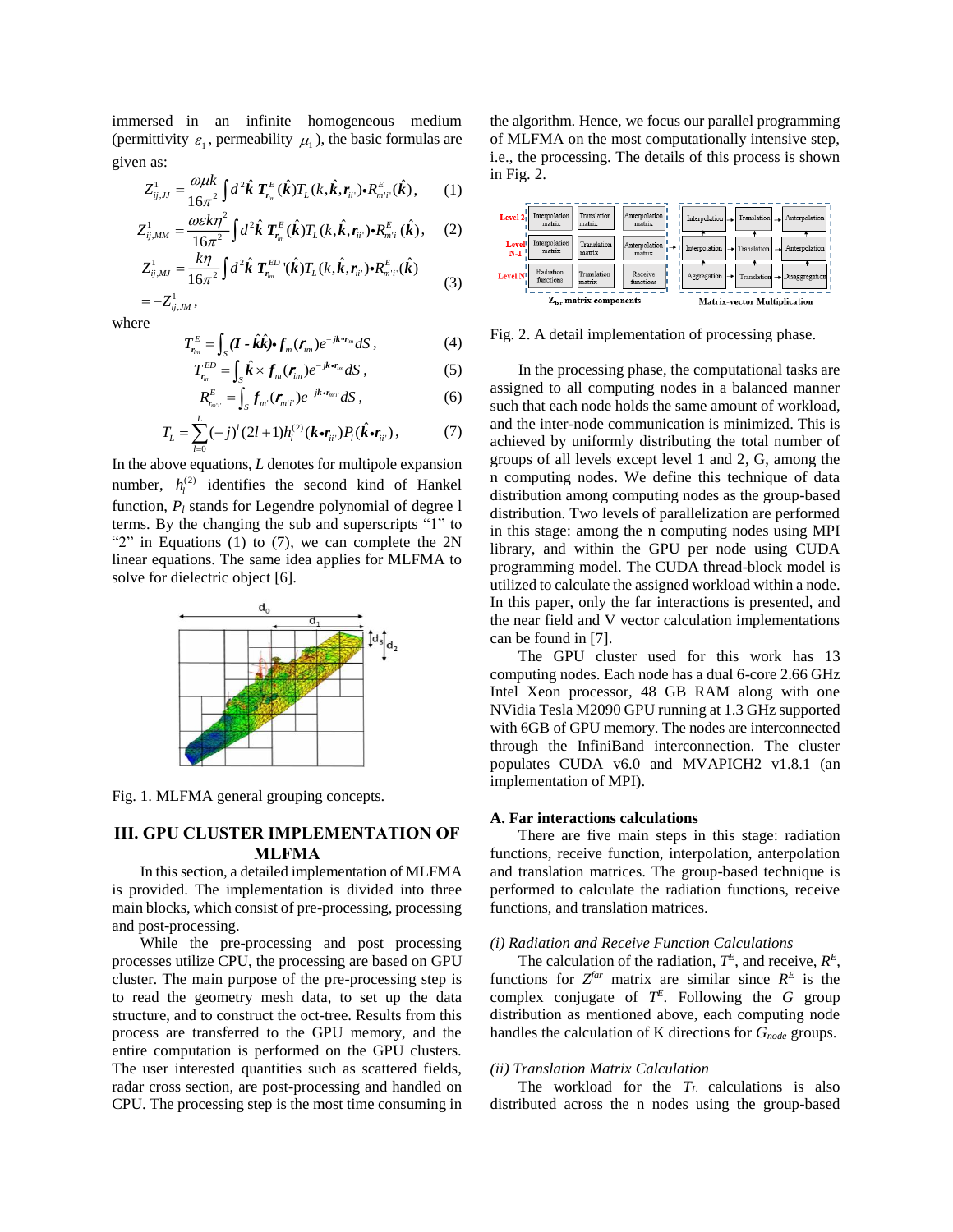immersed in an infinite homogeneous medium (permittivity $\varepsilon_1$, permeability $\mu_1$), the basic formulas are given as:

$$Z^1_{ij,JJ} = \frac{\omega\mu k}{16\pi^2}\int d^2\hat{\boldsymbol{k}}\, \boldsymbol{T}^E_{\boldsymbol{r}_{im}}(\hat{\boldsymbol{k}}) T_L(k,\hat{\boldsymbol{k}},\boldsymbol{r}_{ii'})\bullet R^E_{m'i'}(\hat{\boldsymbol{k}}), \quad (1)$$

$$Z^1_{ij,MM} = \frac{\omega\varepsilon k\eta^2}{16\pi^2}\int d^2\hat{\boldsymbol{k}}\, \boldsymbol{T}^E_{\boldsymbol{r}_{im}}(\hat{\boldsymbol{k}}) T_L(k,\hat{\boldsymbol{k}},\boldsymbol{r}_{ii'})\bullet R^E_{m'i'}(\hat{\boldsymbol{k}}), \quad (2)$$

$$Z^1_{ij,MJ} = \frac{k\eta}{16\pi^2}\int d^2\hat{\boldsymbol{k}}\, \boldsymbol{T}^{ED}_{\boldsymbol{r}_{im}}{}'(\hat{\boldsymbol{k}}) T_L(k,\hat{\boldsymbol{k}},\boldsymbol{r}_{ii'})\bullet R^E_{m'i'}(\hat{\boldsymbol{k}}) = -Z^1_{ij,JM}, \quad (3)$$

where

$$T^E_{\boldsymbol{r}_{im}} = \int_S (\boldsymbol{I} - \hat{\boldsymbol{k}}\hat{\boldsymbol{k}})\bullet \boldsymbol{f}_m(\boldsymbol{r}_{im}) e^{-j\boldsymbol{k}\bullet\boldsymbol{r}_{im}} dS, \quad (4)$$

$$T^{ED}_{\boldsymbol{r}_{im}} = \int_S \hat{\boldsymbol{k}} \times \boldsymbol{f}_m(\boldsymbol{r}_{im}) e^{-j\boldsymbol{k}\bullet\boldsymbol{r}_{im}} dS, \quad (5)$$

$$R^E_{\boldsymbol{r}_{m'i'}} = \int_S \boldsymbol{f}_{m'}(\boldsymbol{r}_{m'i'}) e^{-j\boldsymbol{k}\bullet\boldsymbol{r}_{m'i'}} dS, \quad (6)$$

$$T_L = \sum_{l=0}^{L} (-j)^l (2l+1) h_l^{(2)}(\boldsymbol{k}\bullet\boldsymbol{r}_{ii'}) P_l(\hat{\boldsymbol{k}}\bullet\boldsymbol{r}_{ii'}), \quad (7)$$

In the above equations, $L$ denotes for multipole expansion number, $h_l^{(2)}$ identifies the second kind of Hankel function, $P_l$ stands for Legendre polynomial of degree l terms. By the changing the sub and superscripts “1” to “2” in Equations (1) to (7), we can complete the 2N linear equations. The same idea applies for MLFMA to solve for dielectric object [6].

Fig. 1. MLFMA general grouping concepts.

## III. GPU CLUSTER IMPLEMENTATION OF MLFMA

In this section, a detailed implementation of MLFMA is provided. The implementation is divided into three main blocks, which consist of pre-processing, processing and post-processing.

While the pre-processing and post processing processes utilize CPU, the processing are based on GPU cluster. The main purpose of the pre-processing step is to read the geometry mesh data, to set up the data structure, and to construct the oct-tree. Results from this process are transferred to the GPU memory, and the entire computation is performed on the GPU clusters. The user interested quantities such as scattered fields, radar cross section, are post-processing and handled on CPU. The processing step is the most time consuming in the algorithm. Hence, we focus our parallel programming of MLFMA on the most computationally intensive step, i.e., the processing. The details of this process is shown in Fig. 2.

Fig. 2. A detail implementation of processing phase.

In the processing phase, the computational tasks are assigned to all computing nodes in a balanced manner such that each node holds the same amount of workload, and the inter-node communication is minimized. This is achieved by uniformly distributing the total number of groups of all levels except level 1 and 2, G, among the n computing nodes. We define this technique of data distribution among computing nodes as the group-based distribution. Two levels of parallelization are performed in this stage: among the n computing nodes using MPI library, and within the GPU per node using CUDA programming model. The CUDA thread-block model is utilized to calculate the assigned workload within a node. In this paper, only the far interactions is presented, and the near field and V vector calculation implementations can be found in [7].

The GPU cluster used for this work has 13 computing nodes. Each node has a dual 6-core 2.66 GHz Intel Xeon processor, 48 GB RAM along with one NVidia Tesla M2090 GPU running at 1.3 GHz supported with 6GB of GPU memory. The nodes are interconnected through the InfiniBand interconnection. The cluster populates CUDA v6.0 and MVAPICH2 v1.8.1 (an implementation of MPI).

### A. Far interactions calculations

There are five main steps in this stage: radiation functions, receive function, interpolation, anterpolation and translation matrices. The group-based technique is performed to calculate the radiation functions, receive functions, and translation matrices.

#### *(i) Radiation and Receive Function Calculations*

The calculation of the radiation, $T^E$, and receive, $R^E$, functions for $Z^{far}$ matrix are similar since $R^E$ is the complex conjugate of $T^E$. Following the $G$ group distribution as mentioned above, each computing node handles the calculation of K directions for $G_{node}$ groups.

#### *(ii) Translation Matrix Calculation*

The workload for the $T_L$ calculations is also distributed across the n nodes using the group-based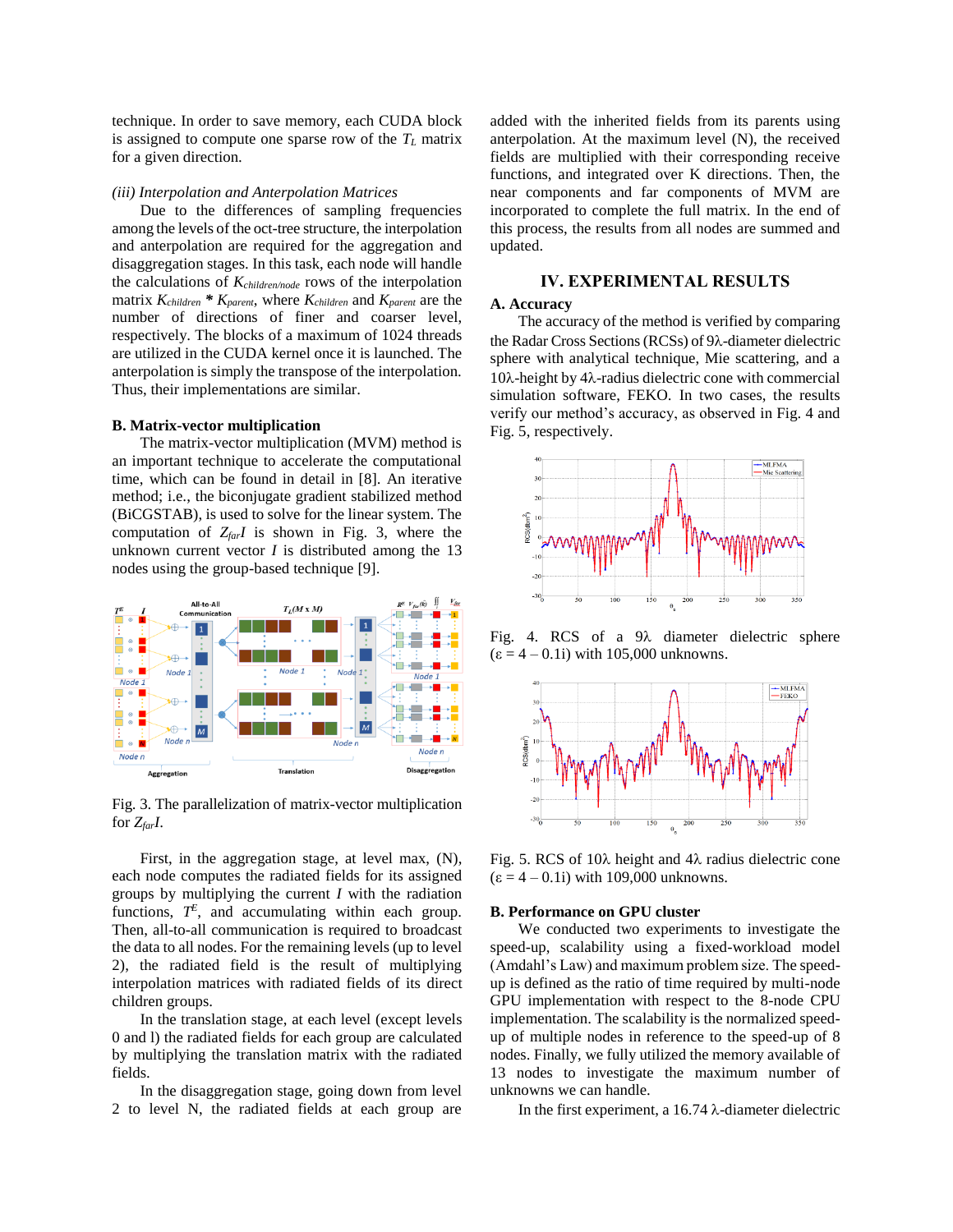technique. In order to save memory, each CUDA block is assigned to compute one sparse row of the $T_L$ matrix for a given direction.

*(iii) Interpolation and Anterpolation Matrices*

Due to the differences of sampling frequencies among the levels of the oct-tree structure, the interpolation and anterpolation are required for the aggregation and disaggregation stages. In this task, each node will handle the calculations of $K_{children/node}$ rows of the interpolation matrix $K_{children}$ * $K_{parent}$, where $K_{children}$ and $K_{parent}$ are the number of directions of finer and coarser level, respectively. The blocks of a maximum of 1024 threads are utilized in the CUDA kernel once it is launched. The anterpolation is simply the transpose of the interpolation. Thus, their implementations are similar.

**B. Matrix-vector multiplication**

The matrix-vector multiplication (MVM) method is an important technique to accelerate the computational time, which can be found in detail in [8]. An iterative method; i.e., the biconjugate gradient stabilized method (BiCGSTAB), is used to solve for the linear system. The computation of $Z_{far}I$ is shown in Fig. 3, where the unknown current vector $I$ is distributed among the 13 nodes using the group-based technique [9].

Fig. 3. The parallelization of matrix-vector multiplication for $Z_{far}I$.

First, in the aggregation stage, at level max, (N), each node computes the radiated fields for its assigned groups by multiplying the current $I$ with the radiation functions, $T^E$, and accumulating within each group. Then, all-to-all communication is required to broadcast the data to all nodes. For the remaining levels (up to level 2), the radiated field is the result of multiplying interpolation matrices with radiated fields of its direct children groups.

In the translation stage, at each level (except levels 0 and 1) the radiated fields for each group are calculated by multiplying the translation matrix with the radiated fields.

In the disaggregation stage, going down from level 2 to level N, the radiated fields at each group are added with the inherited fields from its parents using anterpolation. At the maximum level (N), the received fields are multiplied with their corresponding receive functions, and integrated over K directions. Then, the near components and far components of MVM are incorporated to complete the full matrix. In the end of this process, the results from all nodes are summed and updated.

# IV. EXPERIMENTAL RESULTS

**A. Accuracy**

The accuracy of the method is verified by comparing the Radar Cross Sections (RCSs) of 9λ-diameter dielectric sphere with analytical technique, Mie scattering, and a 10λ-height by 4λ-radius dielectric cone with commercial simulation software, FEKO. In two cases, the results verify our method's accuracy, as observed in Fig. 4 and Fig. 5, respectively.

Fig. 4. RCS of a 9λ diameter dielectric sphere (ε = 4 – 0.1i) with 105,000 unknowns.

Fig. 5. RCS of 10λ height and 4λ radius dielectric cone (ε = 4 – 0.1i) with 109,000 unknowns.

**B. Performance on GPU cluster**

We conducted two experiments to investigate the speed-up, scalability using a fixed-workload model (Amdahl's Law) and maximum problem size. The speed-up is defined as the ratio of time required by multi-node GPU implementation with respect to the 8-node CPU implementation. The scalability is the normalized speed-up of multiple nodes in reference to the speed-up of 8 nodes. Finally, we fully utilized the memory available of 13 nodes to investigate the maximum number of unknowns we can handle.

In the first experiment, a 16.74 λ-diameter dielectric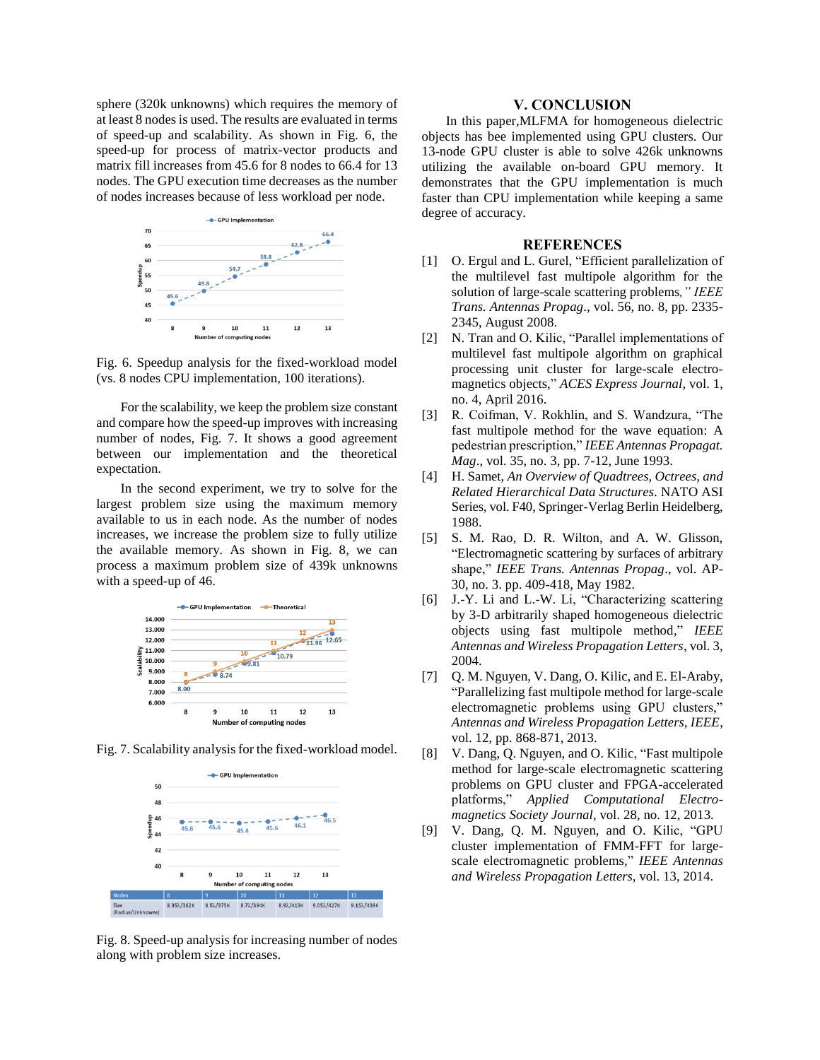sphere (320k unknowns) which requires the memory of at least 8 nodes is used. The results are evaluated in terms of speed-up and scalability. As shown in Fig. 6, the speed-up for process of matrix-vector products and matrix fill increases from 45.6 for 8 nodes to 66.4 for 13 nodes. The GPU execution time decreases as the number of nodes increases because of less workload per node.

GPU Implementation
Speedup
70
65
60
55
50
45
40
45.6
49.8
54.7
58.8
62.8
66.4
8
9
10
11
12
13
Number of computing nodes

Fig. 6. Speedup analysis for the fixed-workload model (vs. 8 nodes CPU implementation, 100 iterations).

For the scalability, we keep the problem size constant and compare how the speed-up improves with increasing number of nodes, Fig. 7. It shows a good agreement between our implementation and the theoretical expectation.

In the second experiment, we try to solve for the largest problem size using the maximum memory available to us in each node. As the number of nodes increases, we increase the problem size to fully utilize the available memory. As shown in Fig. 8, we can process a maximum problem size of 439k unknowns with a speed-up of 46.

GPU Implementation
Theoretical
Scalability
14.000
13.000
12.000
11.000
10.000
9.000
8.000
7.000
6.000
8
9
10
11
12
13
8.00
8.74
9.81
10.79
11.96
12.65
Number of computing nodes

Fig. 7. Scalability analysis for the fixed-workload model.

GPU Implementation
Speedup
50
48
46
44
42
40
45.6
45.6
45.4
45.6
46.1
46.5
8
9
10
11
12
13
Number of computing nodes

| Nodes | 8 | 9 | 10 | 11 | 12 | 13 |
|---|---|---|---|---|---|---|
| Size (Radius/Unknowns) | 8.35λ/362K | 8.5λ/375K | 8.7λ/394K | 8.9λ/413K | 9.05λ/427K | 9.15λ/439K |

Fig. 8. Speed-up analysis for increasing number of nodes along with problem size increases.

## V. CONCLUSION

In this paper,MLFMA for homogeneous dielectric objects has bee implemented using GPU clusters. Our 13-node GPU cluster is able to solve 426k unknowns utilizing the available on-board GPU memory. It demonstrates that the GPU implementation is much faster than CPU implementation while keeping a same degree of accuracy.

## REFERENCES

[1] O. Ergul and L. Gurel, "Efficient parallelization of the multilevel fast multipole algorithm for the solution of large-scale scattering problems," *IEEE Trans. Antennas Propag*., vol. 56, no. 8, pp. 2335-2345, August 2008.

[2] N. Tran and O. Kilic, "Parallel implementations of multilevel fast multipole algorithm on graphical processing unit cluster for large-scale electro-magnetics objects," *ACES Express Journal*, vol. 1, no. 4, April 2016.

[3] R. Coifman, V. Rokhlin, and S. Wandzura, "The fast multipole method for the wave equation: A pedestrian prescription," *IEEE Antennas Propagat. Mag*., vol. 35, no. 3, pp. 7-12, June 1993.

[4] H. Samet, *An Overview of Quadtrees, Octrees, and Related Hierarchical Data Structures*. NATO ASI Series, vol. F40, Springer-Verlag Berlin Heidelberg, 1988.

[5] S. M. Rao, D. R. Wilton, and A. W. Glisson, "Electromagnetic scattering by surfaces of arbitrary shape," *IEEE Trans. Antennas Propag*., vol. AP-30, no. 3. pp. 409-418, May 1982.

[6] J.-Y. Li and L.-W. Li, "Characterizing scattering by 3-D arbitrarily shaped homogeneous dielectric objects using fast multipole method," *IEEE Antennas and Wireless Propagation Letters*, vol. 3, 2004.

[7] Q. M. Nguyen, V. Dang, O. Kilic, and E. El-Araby, "Parallelizing fast multipole method for large-scale electromagnetic problems using GPU clusters," *Antennas and Wireless Propagation Letters, IEEE*, vol. 12, pp. 868-871, 2013.

[8] V. Dang, Q. Nguyen, and O. Kilic, "Fast multipole method for large-scale electromagnetic scattering problems on GPU cluster and FPGA-accelerated platforms," *Applied Computational Electro-magnetics Society Journal*, vol. 28, no. 12, 2013.

[9] V. Dang, Q. M. Nguyen, and O. Kilic, "GPU cluster implementation of FMM-FFT for large-scale electromagnetic problems," *IEEE Antennas and Wireless Propagation Letters*, vol. 13, 2014.